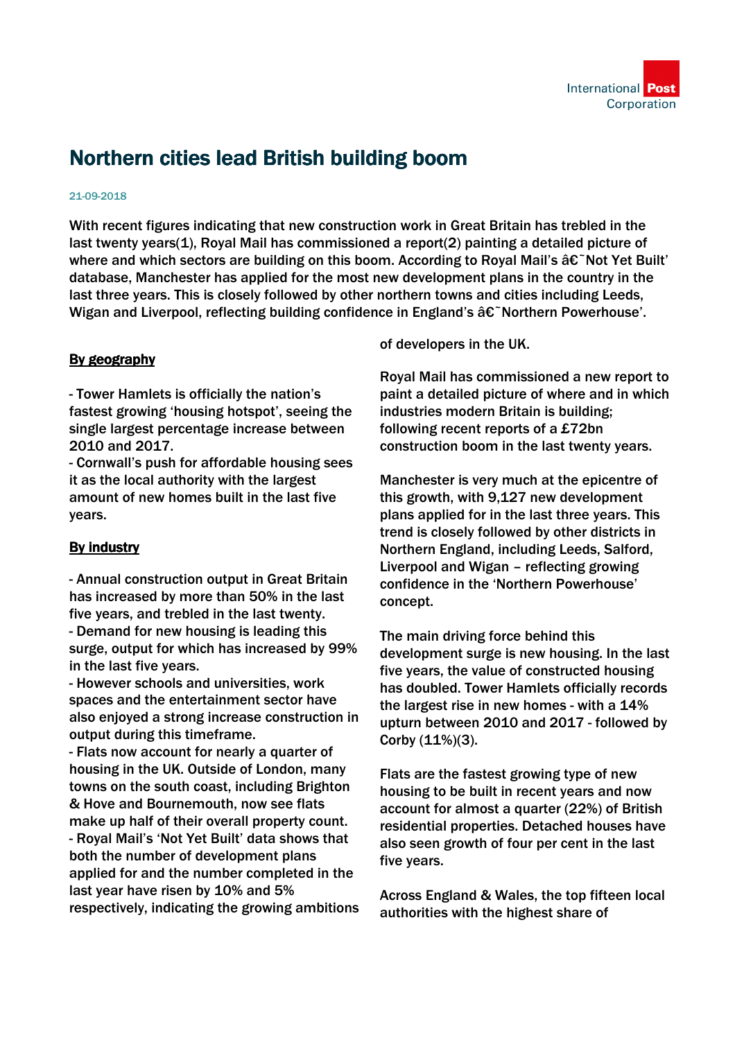# Northern cities lead British building boom

21-09-2018

With recent figures indicating that new construction work in Great Britain has trebled in the last twenty years(1), Royal Mail has commissioned a report(2) painting a detailed picture of where and which sectors are building on this boom. According to Royal Mail's â€˜Not Yet Built' database, Manchester has applied for the most new development plans in the country in the last three years. This is closely followed by other northern towns and cities including Leeds, Wigan and Liverpool, reflecting building confidence in England's â€˜Northern Powerhouse'.

**By geography**

- Tower Hamlets is officially the nation's fastest growing 'housing hotspot', seeing the single largest percentage increase between 2010 and 2017.
- Cornwall's push for affordable housing sees it as the local authority with the largest amount of new homes built in the last five years.

**By industry**

- Annual construction output in Great Britain has increased by more than 50% in the last five years, and trebled in the last twenty.
- Demand for new housing is leading this surge, output for which has increased by 99% in the last five years.
- However schools and universities, work spaces and the entertainment sector have also enjoyed a strong increase construction in output during this timeframe.
- Flats now account for nearly a quarter of housing in the UK. Outside of London, many towns on the south coast, including Brighton & Hove and Bournemouth, now see flats make up half of their overall property count.
- Royal Mail's 'Not Yet Built' data shows that both the number of development plans applied for and the number completed in the last year have risen by 10% and 5% respectively, indicating the growing ambitions of developers in the UK.

Royal Mail has commissioned a new report to paint a detailed picture of where and in which industries modern Britain is building; following recent reports of a £72bn construction boom in the last twenty years.

Manchester is very much at the epicentre of this growth, with 9,127 new development plans applied for in the last three years. This trend is closely followed by other districts in Northern England, including Leeds, Salford, Liverpool and Wigan – reflecting growing confidence in the 'Northern Powerhouse' concept.

The main driving force behind this development surge is new housing. In the last five years, the value of constructed housing has doubled. Tower Hamlets officially records the largest rise in new homes - with a 14% upturn between 2010 and 2017 - followed by Corby (11%)(3).

Flats are the fastest growing type of new housing to be built in recent years and now account for almost a quarter (22%) of British residential properties. Detached houses have also seen growth of four per cent in the last five years.

Across England & Wales, the top fifteen local authorities with the highest share of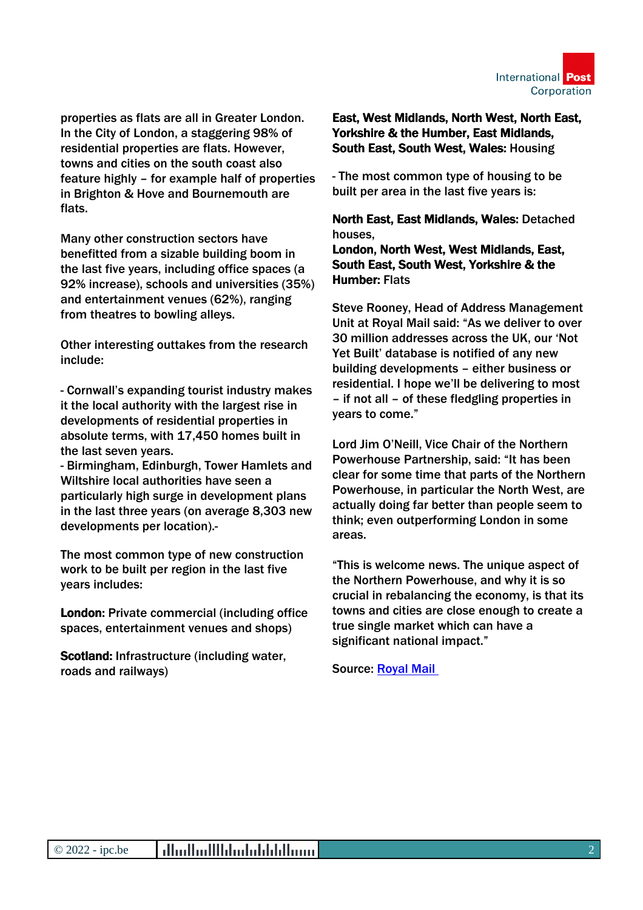properties as flats are all in Greater London. In the City of London, a staggering 98% of residential properties are flats. However, towns and cities on the south coast also feature highly – for example half of properties in Brighton & Hove and Bournemouth are flats.

Many other construction sectors have benefitted from a sizable building boom in the last five years, including office spaces (a 92% increase), schools and universities (35%) and entertainment venues (62%), ranging from theatres to bowling alleys.

Other interesting outtakes from the research include:

- Cornwall's expanding tourist industry makes it the local authority with the largest rise in developments of residential properties in absolute terms, with 17,450 homes built in the last seven years.
- Birmingham, Edinburgh, Tower Hamlets and Wiltshire local authorities have seen a particularly high surge in development plans in the last three years (on average 8,303 new developments per location).-

The most common type of new construction work to be built per region in the last five years includes:

**London:** Private commercial (including office spaces, entertainment venues and shops)

**Scotland:** Infrastructure (including water, roads and railways)

**East, West Midlands, North West, North East, Yorkshire & the Humber, East Midlands, South East, South West, Wales:** Housing

- The most common type of housing to be built per area in the last five years is:

**North East, East Midlands, Wales:** Detached houses,
**London, North West, West Midlands, East, South East, South West, Yorkshire & the Humber:** Flats

Steve Rooney, Head of Address Management Unit at Royal Mail said: "As we deliver to over 30 million addresses across the UK, our 'Not Yet Built' database is notified of any new building developments – either business or residential. I hope we'll be delivering to most – if not all – of these fledgling properties in years to come."

Lord Jim O'Neill, Vice Chair of the Northern Powerhouse Partnership, said: "It has been clear for some time that parts of the Northern Powerhouse, in particular the North West, are actually doing far better than people seem to think; even outperforming London in some areas.

"This is welcome news. The unique aspect of the Northern Powerhouse, and why it is so crucial in rebalancing the economy, is that its towns and cities are close enough to create a true single market which can have a significant national impact."

Source: Royal Mail